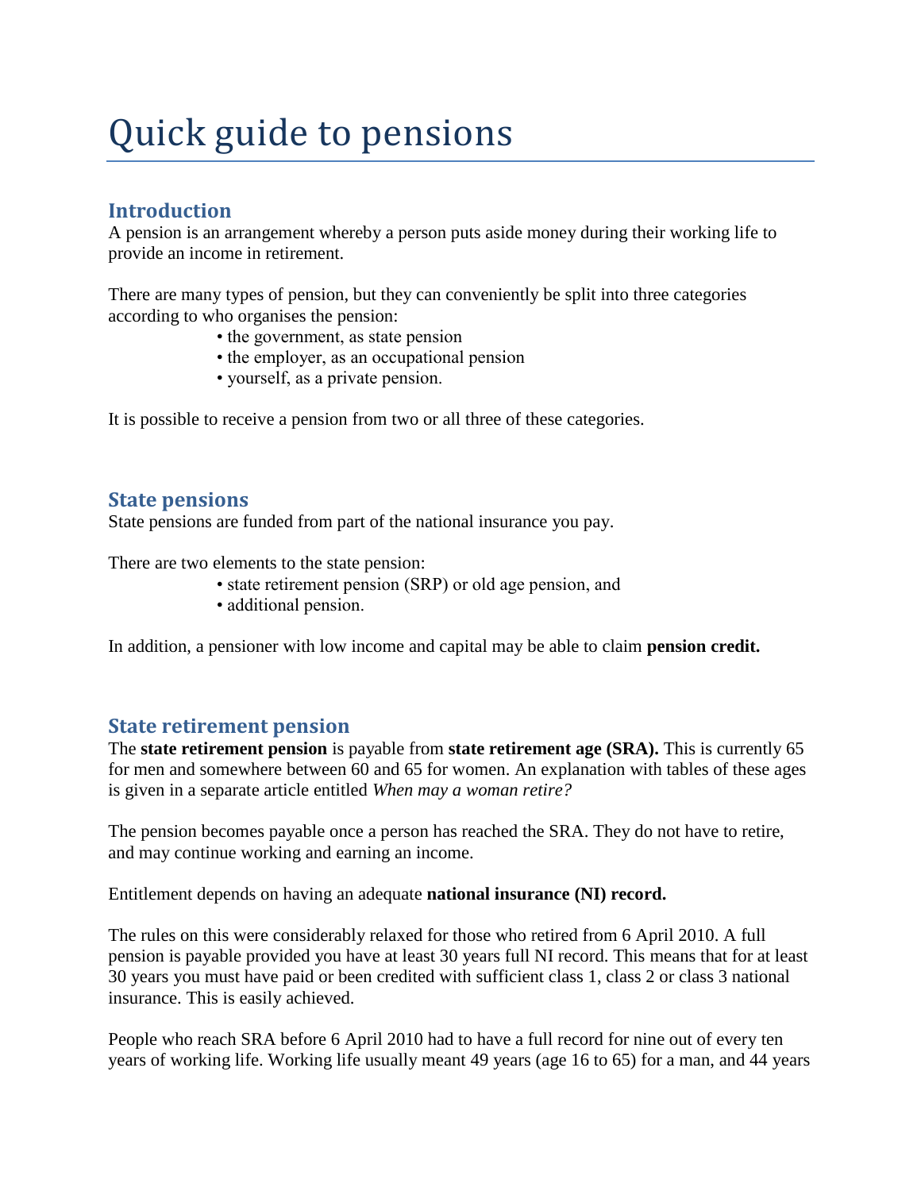# Quick guide to pensions

## Introduction

A pension is an arrangement whereby a person puts aside money during their working life to provide an income in retirement.

There are many types of pension, but they can conveniently be split into three categories according to who organises the pension:

- the government, as state pension
- the employer, as an occupational pension
- yourself, as a private pension.

It is possible to receive a pension from two or all three of these categories.

## State pensions

State pensions are funded from part of the national insurance you pay.

There are two elements to the state pension:

- state retirement pension (SRP) or old age pension, and
- additional pension.

In addition, a pensioner with low income and capital may be able to claim **pension credit.**

## State retirement pension

The **state retirement pension** is payable from **state retirement age (SRA).** This is currently 65 for men and somewhere between 60 and 65 for women. An explanation with tables of these ages is given in a separate article entitled *When may a woman retire?*

The pension becomes payable once a person has reached the SRA. They do not have to retire, and may continue working and earning an income.

Entitlement depends on having an adequate **national insurance (NI) record.**

The rules on this were considerably relaxed for those who retired from 6 April 2010. A full pension is payable provided you have at least 30 years full NI record. This means that for at least 30 years you must have paid or been credited with sufficient class 1, class 2 or class 3 national insurance. This is easily achieved.

People who reach SRA before 6 April 2010 had to have a full record for nine out of every ten years of working life. Working life usually meant 49 years (age 16 to 65) for a man, and 44 years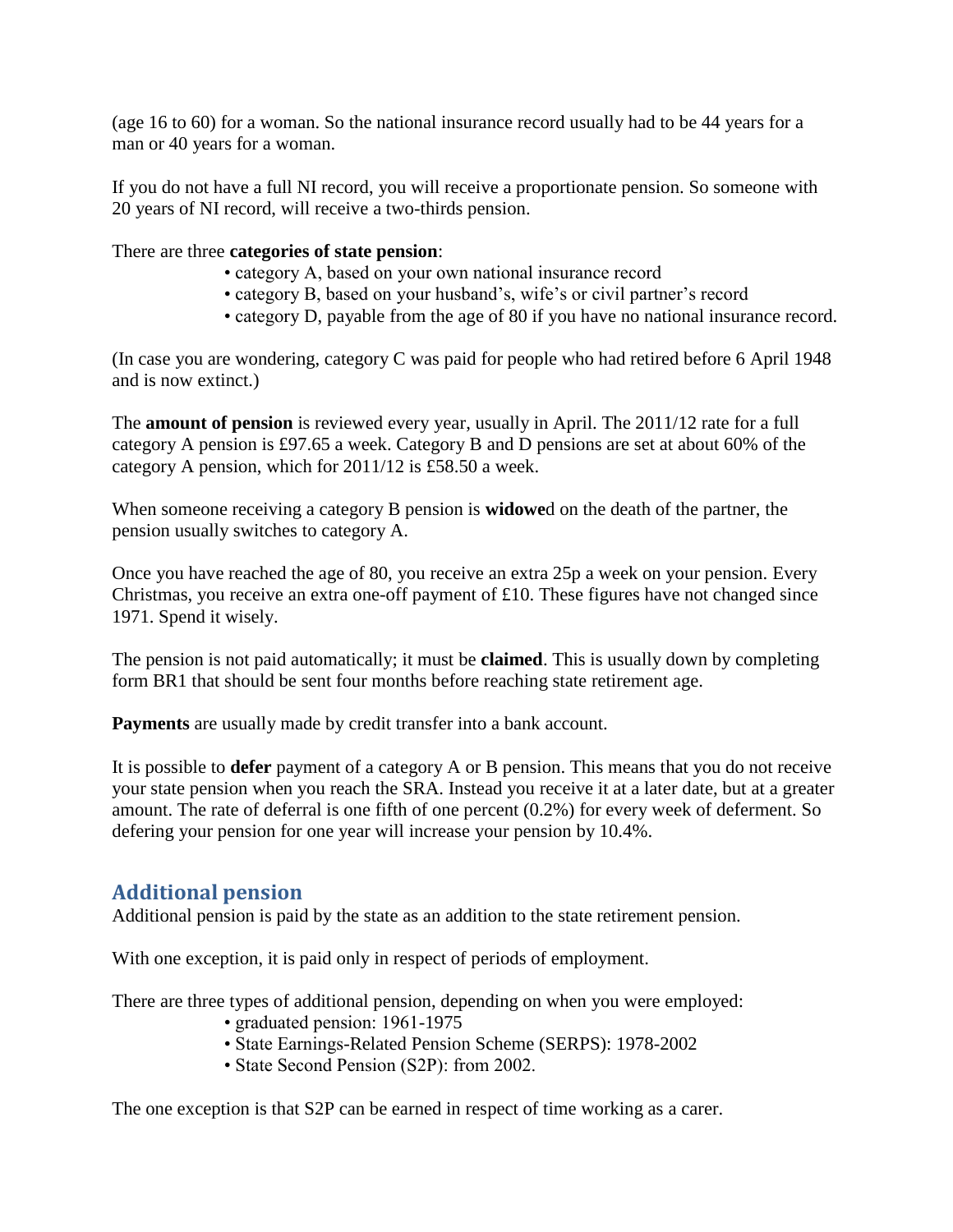(age 16 to 60) for a woman. So the national insurance record usually had to be 44 years for a man or 40 years for a woman.

If you do not have a full NI record, you will receive a proportionate pension. So someone with 20 years of NI record, will receive a two-thirds pension.

There are three **categories of state pension**:

- category A, based on your own national insurance record
- category B, based on your husband's, wife's or civil partner's record
- category D, payable from the age of 80 if you have no national insurance record.

(In case you are wondering, category C was paid for people who had retired before 6 April 1948 and is now extinct.)

The **amount of pension** is reviewed every year, usually in April. The 2011/12 rate for a full category A pension is £97.65 a week. Category B and D pensions are set at about 60% of the category A pension, which for 2011/12 is £58.50 a week.

When someone receiving a category B pension is **widowe**d on the death of the partner, the pension usually switches to category A.

Once you have reached the age of 80, you receive an extra 25p a week on your pension. Every Christmas, you receive an extra one-off payment of £10. These figures have not changed since 1971. Spend it wisely.

The pension is not paid automatically; it must be **claimed**. This is usually down by completing form BR1 that should be sent four months before reaching state retirement age.

**Payments** are usually made by credit transfer into a bank account.

It is possible to **defer** payment of a category A or B pension. This means that you do not receive your state pension when you reach the SRA. Instead you receive it at a later date, but at a greater amount. The rate of deferral is one fifth of one percent (0.2%) for every week of deferment. So defering your pension for one year will increase your pension by 10.4%.

## Additional pension

Additional pension is paid by the state as an addition to the state retirement pension.

With one exception, it is paid only in respect of periods of employment.

There are three types of additional pension, depending on when you were employed:

- graduated pension: 1961-1975
- State Earnings-Related Pension Scheme (SERPS): 1978-2002
- State Second Pension (S2P): from 2002.

The one exception is that S2P can be earned in respect of time working as a carer.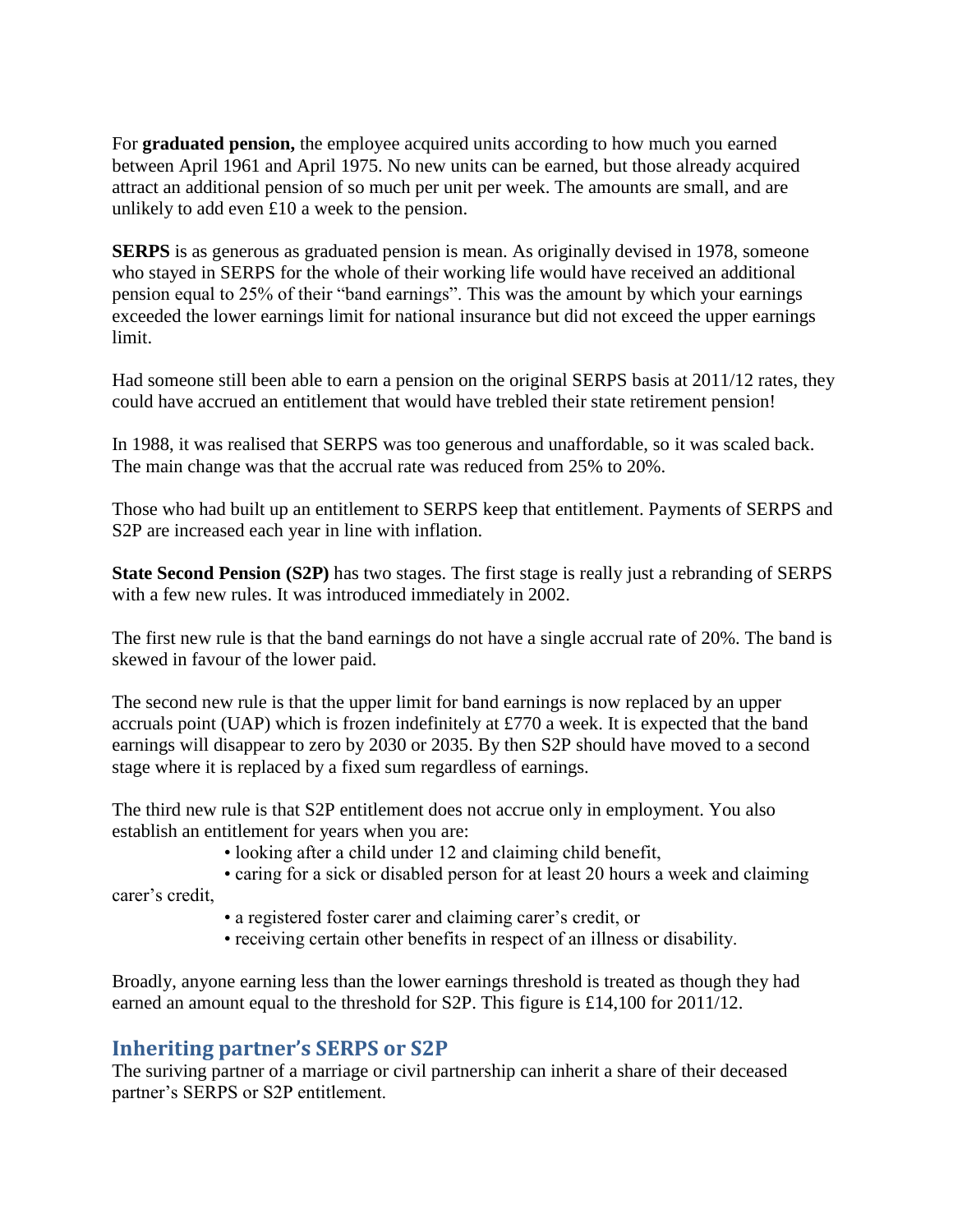For **graduated pension,** the employee acquired units according to how much you earned between April 1961 and April 1975. No new units can be earned, but those already acquired attract an additional pension of so much per unit per week. The amounts are small, and are unlikely to add even £10 a week to the pension.

**SERPS** is as generous as graduated pension is mean. As originally devised in 1978, someone who stayed in SERPS for the whole of their working life would have received an additional pension equal to 25% of their "band earnings". This was the amount by which your earnings exceeded the lower earnings limit for national insurance but did not exceed the upper earnings limit.

Had someone still been able to earn a pension on the original SERPS basis at 2011/12 rates, they could have accrued an entitlement that would have trebled their state retirement pension!

In 1988, it was realised that SERPS was too generous and unaffordable, so it was scaled back. The main change was that the accrual rate was reduced from 25% to 20%.

Those who had built up an entitlement to SERPS keep that entitlement. Payments of SERPS and S2P are increased each year in line with inflation.

**State Second Pension (S2P)** has two stages. The first stage is really just a rebranding of SERPS with a few new rules. It was introduced immediately in 2002.

The first new rule is that the band earnings do not have a single accrual rate of 20%. The band is skewed in favour of the lower paid.

The second new rule is that the upper limit for band earnings is now replaced by an upper accruals point (UAP) which is frozen indefinitely at £770 a week. It is expected that the band earnings will disappear to zero by 2030 or 2035. By then S2P should have moved to a second stage where it is replaced by a fixed sum regardless of earnings.

The third new rule is that S2P entitlement does not accrue only in employment. You also establish an entitlement for years when you are:

- looking after a child under 12 and claiming child benefit,
- caring for a sick or disabled person for at least 20 hours a week and claiming carer's credit,
- a registered foster carer and claiming carer's credit, or
- receiving certain other benefits in respect of an illness or disability.

Broadly, anyone earning less than the lower earnings threshold is treated as though they had earned an amount equal to the threshold for S2P. This figure is £14,100 for 2011/12.

## Inheriting partner's SERPS or S2P

The suriving partner of a marriage or civil partnership can inherit a share of their deceased partner's SERPS or S2P entitlement.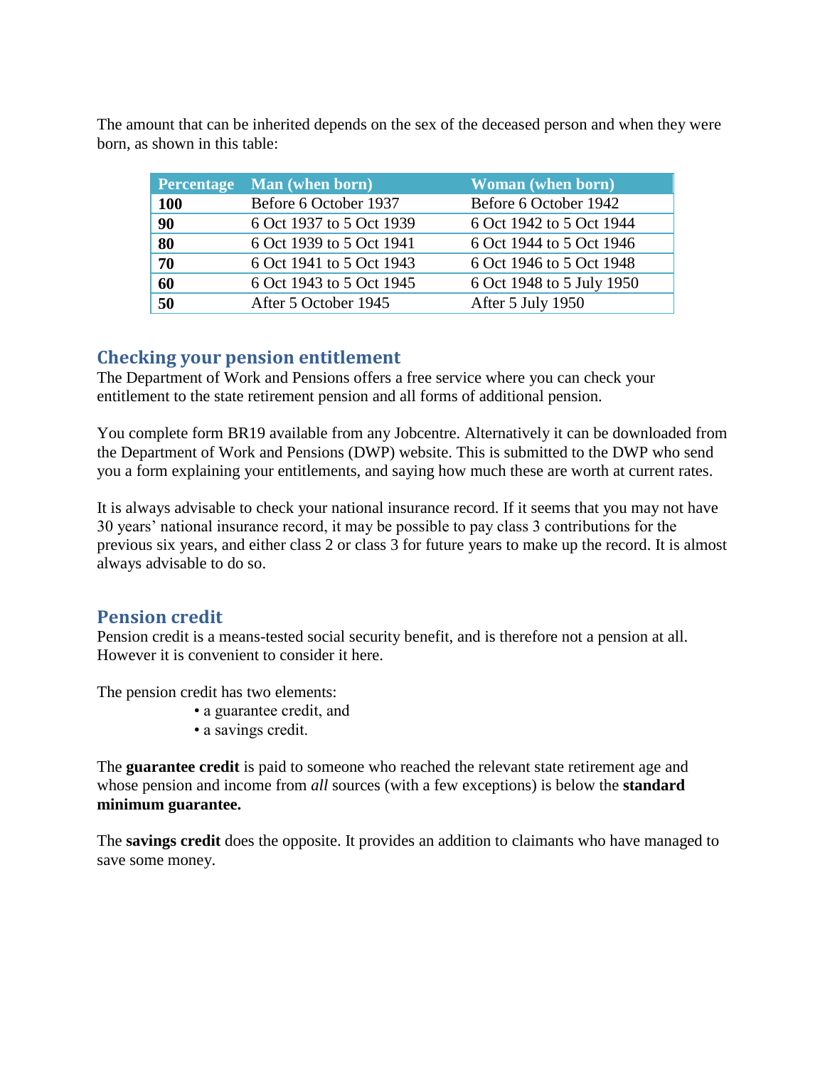The amount that can be inherited depends on the sex of the deceased person and when they were born, as shown in this table:

| Percentage | Man (when born) | Woman (when born) |
|---|---|---|
| **100** | Before 6 October 1937 | Before 6 October 1942 |
| **90** | 6 Oct 1937 to 5 Oct 1939 | 6 Oct 1942 to 5 Oct 1944 |
| **80** | 6 Oct 1939 to 5 Oct 1941 | 6 Oct 1944 to 5 Oct 1946 |
| **70** | 6 Oct 1941 to 5 Oct 1943 | 6 Oct 1946 to 5 Oct 1948 |
| **60** | 6 Oct 1943 to 5 Oct 1945 | 6 Oct 1948 to 5 July 1950 |
| **50** | After 5 October 1945 | After 5 July 1950 |

## Checking your pension entitlement

The Department of Work and Pensions offers a free service where you can check your entitlement to the state retirement pension and all forms of additional pension.

You complete form BR19 available from any Jobcentre. Alternatively it can be downloaded from the Department of Work and Pensions (DWP) website. This is submitted to the DWP who send you a form explaining your entitlements, and saying how much these are worth at current rates.

It is always advisable to check your national insurance record. If it seems that you may not have 30 years' national insurance record, it may be possible to pay class 3 contributions for the previous six years, and either class 2 or class 3 for future years to make up the record. It is almost always advisable to do so.

## Pension credit

Pension credit is a means-tested social security benefit, and is therefore not a pension at all. However it is convenient to consider it here.

The pension credit has two elements:

- a guarantee credit, and
- a savings credit.

The **guarantee credit** is paid to someone who reached the relevant state retirement age and whose pension and income from *all* sources (with a few exceptions) is below the **standard minimum guarantee.**

The **savings credit** does the opposite. It provides an addition to claimants who have managed to save some money.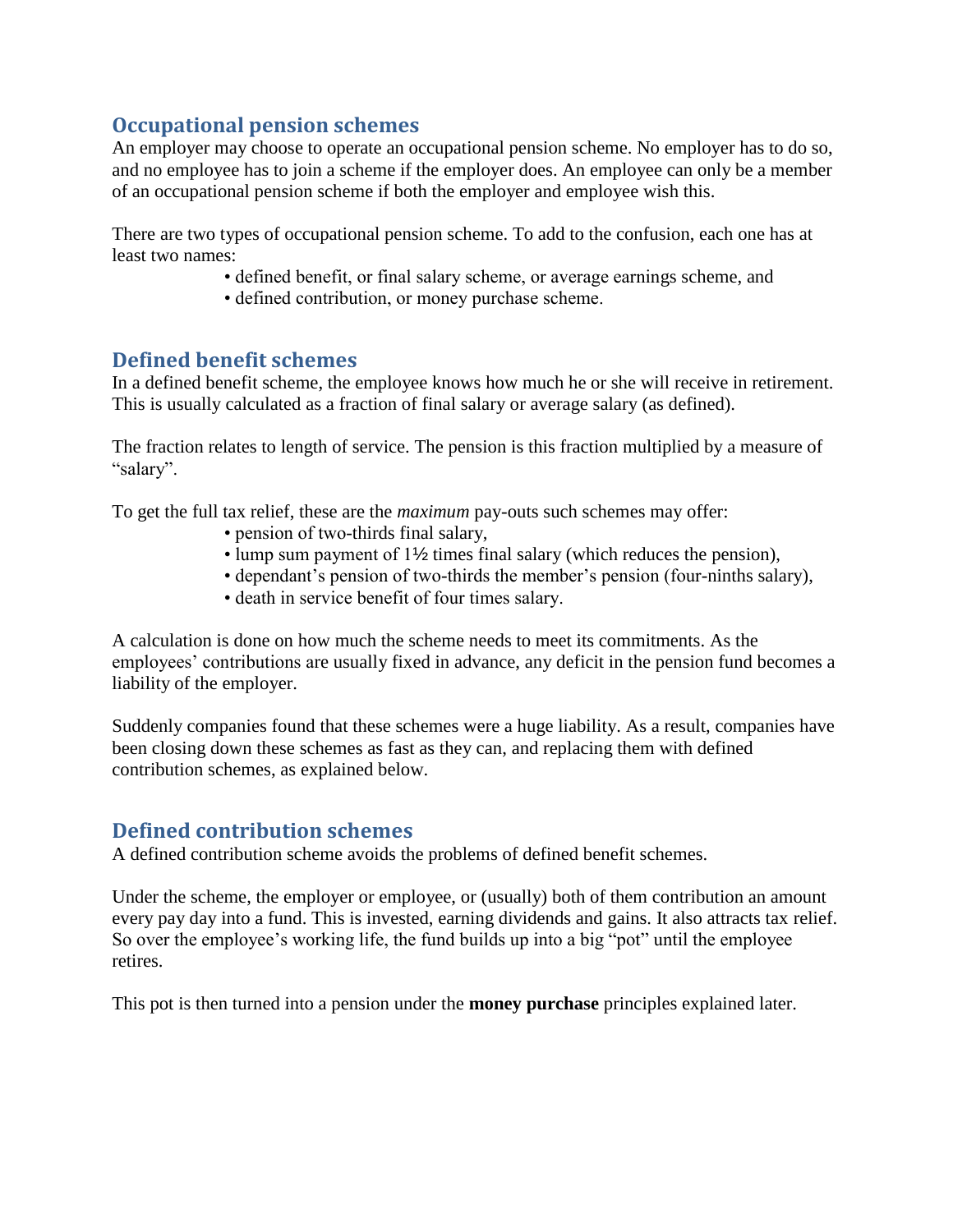## Occupational pension schemes

An employer may choose to operate an occupational pension scheme. No employer has to do so, and no employee has to join a scheme if the employer does. An employee can only be a member of an occupational pension scheme if both the employer and employee wish this.

There are two types of occupational pension scheme. To add to the confusion, each one has at least two names:

- defined benefit, or final salary scheme, or average earnings scheme, and
- defined contribution, or money purchase scheme.

## Defined benefit schemes

In a defined benefit scheme, the employee knows how much he or she will receive in retirement. This is usually calculated as a fraction of final salary or average salary (as defined).

The fraction relates to length of service. The pension is this fraction multiplied by a measure of "salary".

To get the full tax relief, these are the *maximum* pay-outs such schemes may offer:

- pension of two-thirds final salary,
- lump sum payment of 1½ times final salary (which reduces the pension),
- dependant's pension of two-thirds the member's pension (four-ninths salary),
- death in service benefit of four times salary.

A calculation is done on how much the scheme needs to meet its commitments. As the employees' contributions are usually fixed in advance, any deficit in the pension fund becomes a liability of the employer.

Suddenly companies found that these schemes were a huge liability. As a result, companies have been closing down these schemes as fast as they can, and replacing them with defined contribution schemes, as explained below.

## Defined contribution schemes

A defined contribution scheme avoids the problems of defined benefit schemes.

Under the scheme, the employer or employee, or (usually) both of them contribution an amount every pay day into a fund. This is invested, earning dividends and gains. It also attracts tax relief. So over the employee's working life, the fund builds up into a big "pot" until the employee retires.

This pot is then turned into a pension under the **money purchase** principles explained later.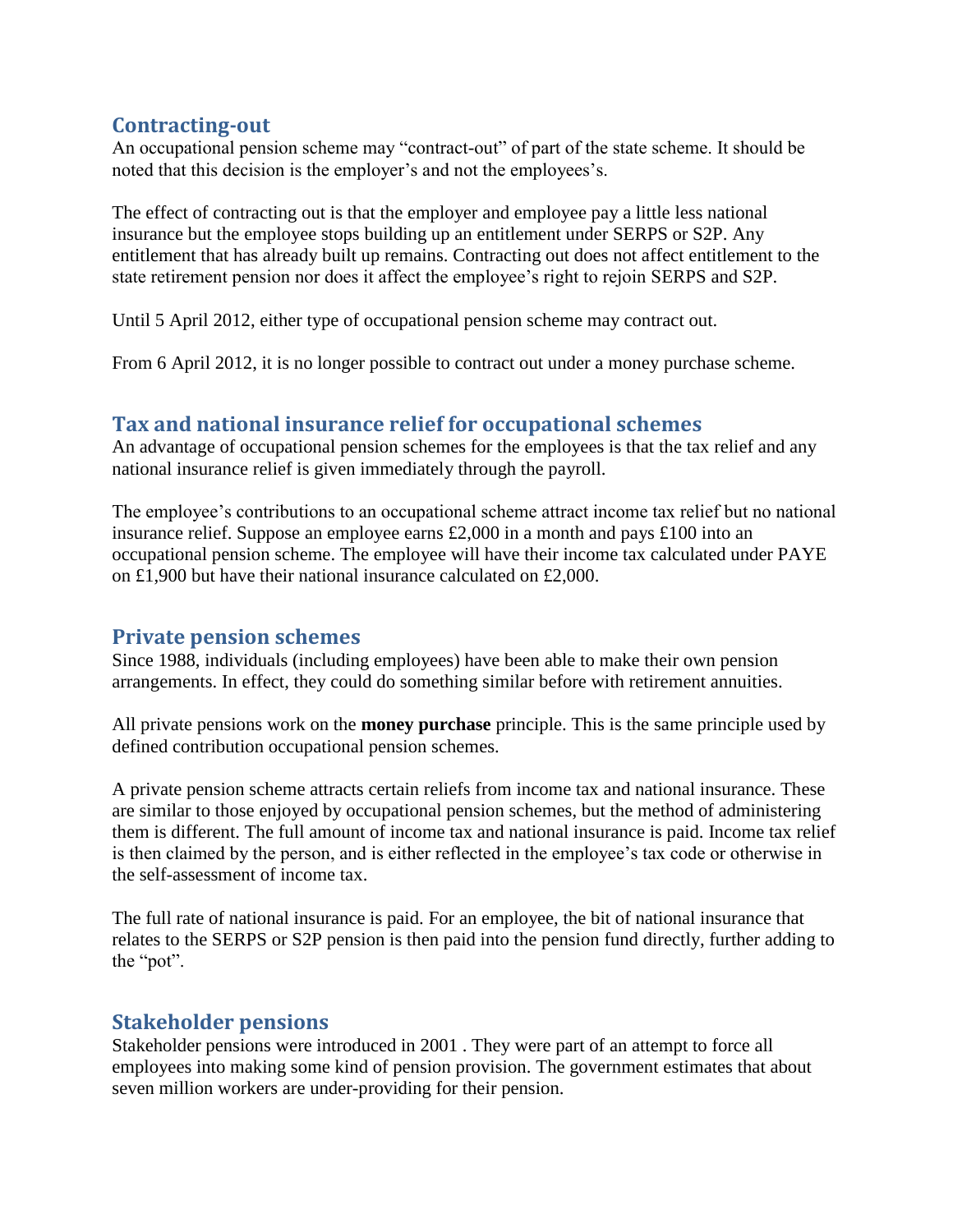## Contracting-out

An occupational pension scheme may "contract-out" of part of the state scheme. It should be noted that this decision is the employer's and not the employees's.

The effect of contracting out is that the employer and employee pay a little less national insurance but the employee stops building up an entitlement under SERPS or S2P. Any entitlement that has already built up remains. Contracting out does not affect entitlement to the state retirement pension nor does it affect the employee's right to rejoin SERPS and S2P.

Until 5 April 2012, either type of occupational pension scheme may contract out.

From 6 April 2012, it is no longer possible to contract out under a money purchase scheme.

## Tax and national insurance relief for occupational schemes

An advantage of occupational pension schemes for the employees is that the tax relief and any national insurance relief is given immediately through the payroll.

The employee's contributions to an occupational scheme attract income tax relief but no national insurance relief. Suppose an employee earns £2,000 in a month and pays £100 into an occupational pension scheme. The employee will have their income tax calculated under PAYE on £1,900 but have their national insurance calculated on £2,000.

## Private pension schemes

Since 1988, individuals (including employees) have been able to make their own pension arrangements. In effect, they could do something similar before with retirement annuities.

All private pensions work on the **money purchase** principle. This is the same principle used by defined contribution occupational pension schemes.

A private pension scheme attracts certain reliefs from income tax and national insurance. These are similar to those enjoyed by occupational pension schemes, but the method of administering them is different. The full amount of income tax and national insurance is paid. Income tax relief is then claimed by the person, and is either reflected in the employee's tax code or otherwise in the self-assessment of income tax.

The full rate of national insurance is paid. For an employee, the bit of national insurance that relates to the SERPS or S2P pension is then paid into the pension fund directly, further adding to the "pot".

## Stakeholder pensions

Stakeholder pensions were introduced in 2001 . They were part of an attempt to force all employees into making some kind of pension provision. The government estimates that about seven million workers are under-providing for their pension.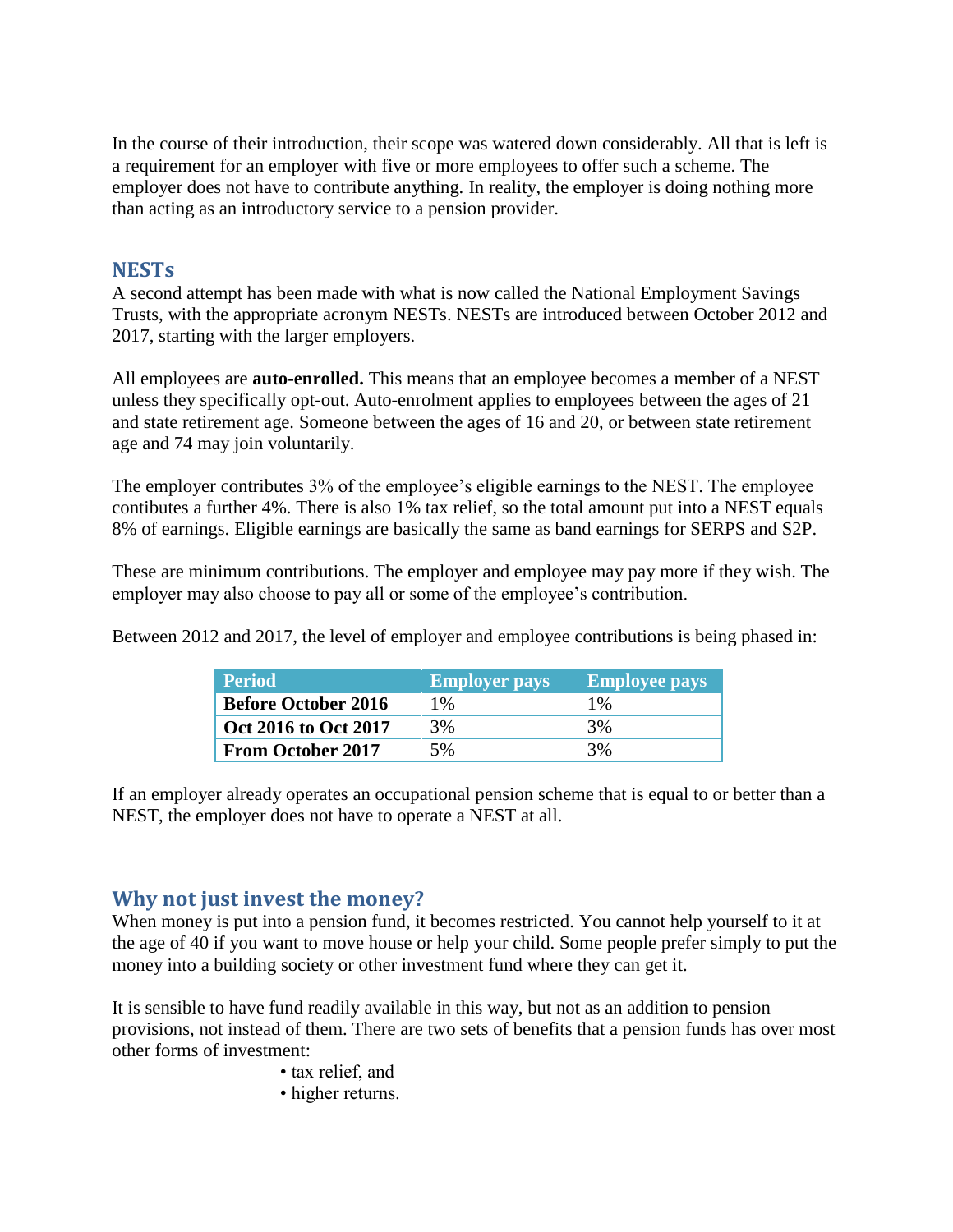In the course of their introduction, their scope was watered down considerably. All that is left is a requirement for an employer with five or more employees to offer such a scheme. The employer does not have to contribute anything. In reality, the employer is doing nothing more than acting as an introductory service to a pension provider.

## NESTs

A second attempt has been made with what is now called the National Employment Savings Trusts, with the appropriate acronym NESTs. NESTs are introduced between October 2012 and 2017, starting with the larger employers.

All employees are **auto-enrolled.** This means that an employee becomes a member of a NEST unless they specifically opt-out. Auto-enrolment applies to employees between the ages of 21 and state retirement age. Someone between the ages of 16 and 20, or between state retirement age and 74 may join voluntarily.

The employer contributes 3% of the employee's eligible earnings to the NEST. The employee contibutes a further 4%. There is also 1% tax relief, so the total amount put into a NEST equals 8% of earnings. Eligible earnings are basically the same as band earnings for SERPS and S2P.

These are minimum contributions. The employer and employee may pay more if they wish. The employer may also choose to pay all or some of the employee's contribution.

Between 2012 and 2017, the level of employer and employee contributions is being phased in:

| Period | Employer pays | Employee pays |
|---|---|---|
| **Before October 2016** | 1% | 1% |
| **Oct 2016 to Oct 2017** | 3% | 3% |
| **From October 2017** | 5% | 3% |

If an employer already operates an occupational pension scheme that is equal to or better than a NEST, the employer does not have to operate a NEST at all.

## Why not just invest the money?

When money is put into a pension fund, it becomes restricted. You cannot help yourself to it at the age of 40 if you want to move house or help your child. Some people prefer simply to put the money into a building society or other investment fund where they can get it.

It is sensible to have fund readily available in this way, but not as an addition to pension provisions, not instead of them. There are two sets of benefits that a pension funds has over most other forms of investment:

- tax relief, and
- higher returns.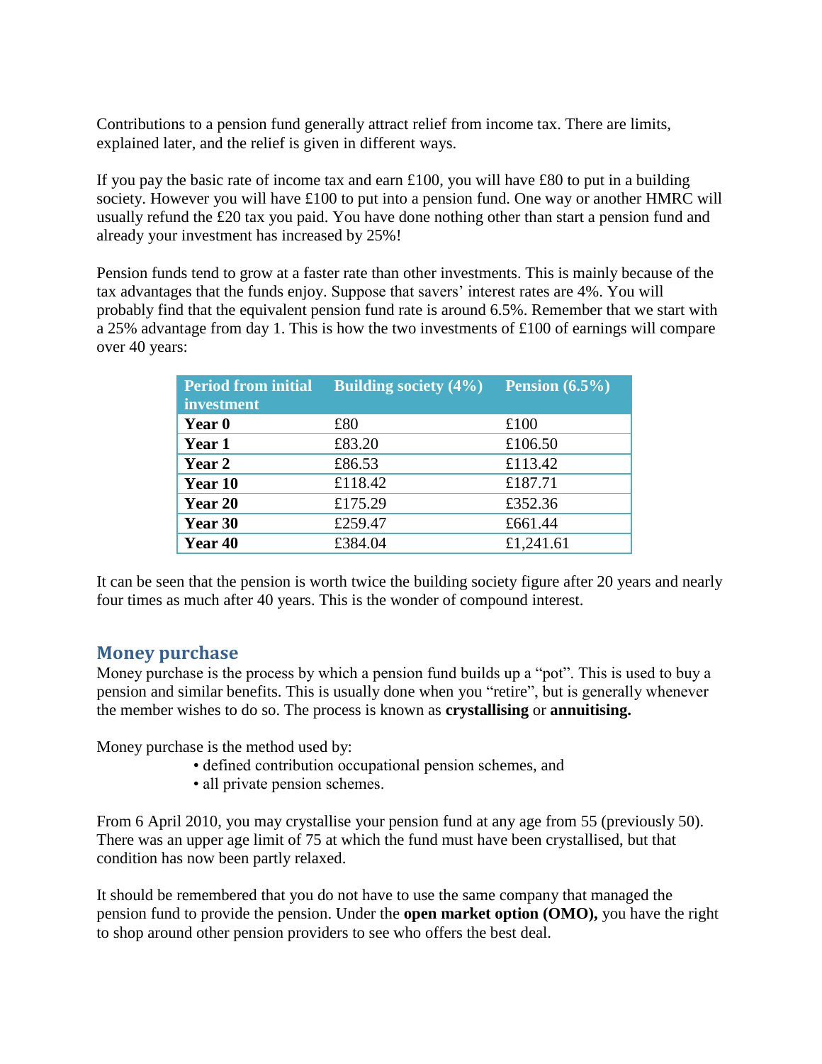Contributions to a pension fund generally attract relief from income tax. There are limits, explained later, and the relief is given in different ways.

If you pay the basic rate of income tax and earn £100, you will have £80 to put in a building society. However you will have £100 to put into a pension fund. One way or another HMRC will usually refund the £20 tax you paid. You have done nothing other than start a pension fund and already your investment has increased by 25%!

Pension funds tend to grow at a faster rate than other investments. This is mainly because of the tax advantages that the funds enjoy. Suppose that savers' interest rates are 4%. You will probably find that the equivalent pension fund rate is around 6.5%. Remember that we start with a 25% advantage from day 1. This is how the two investments of £100 of earnings will compare over 40 years:

| Period from initial investment | Building society (4%) | Pension (6.5%) |
|---|---|---|
| **Year 0** | £80 | £100 |
| **Year 1** | £83.20 | £106.50 |
| **Year 2** | £86.53 | £113.42 |
| **Year 10** | £118.42 | £187.71 |
| **Year 20** | £175.29 | £352.36 |
| **Year 30** | £259.47 | £661.44 |
| **Year 40** | £384.04 | £1,241.61 |

It can be seen that the pension is worth twice the building society figure after 20 years and nearly four times as much after 40 years. This is the wonder of compound interest.

## Money purchase

Money purchase is the process by which a pension fund builds up a "pot". This is used to buy a pension and similar benefits. This is usually done when you "retire", but is generally whenever the member wishes to do so. The process is known as **crystallising** or **annuitising.**

Money purchase is the method used by:

- defined contribution occupational pension schemes, and
- all private pension schemes.

From 6 April 2010, you may crystallise your pension fund at any age from 55 (previously 50). There was an upper age limit of 75 at which the fund must have been crystallised, but that condition has now been partly relaxed.

It should be remembered that you do not have to use the same company that managed the pension fund to provide the pension. Under the **open market option (OMO),** you have the right to shop around other pension providers to see who offers the best deal.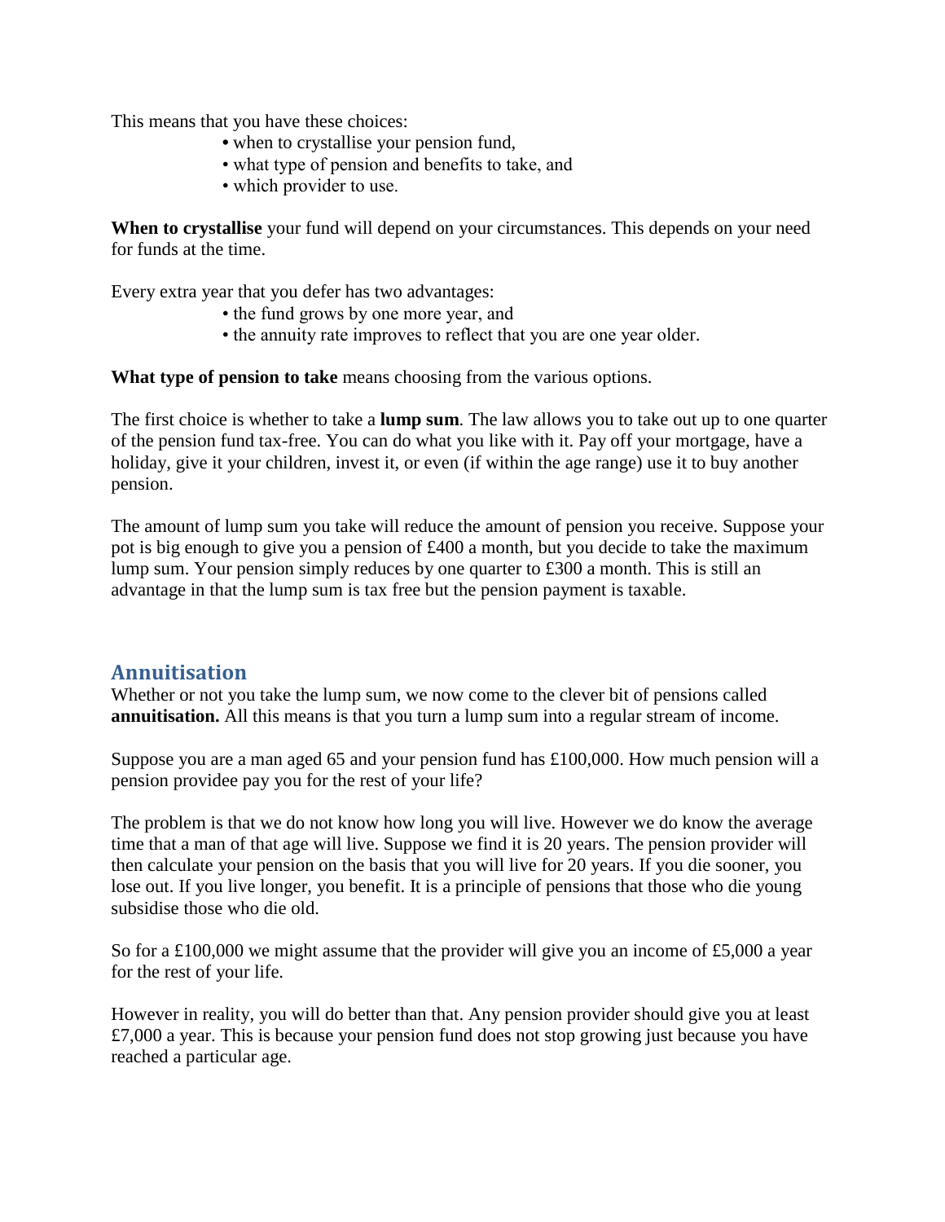This means that you have these choices:

- when to crystallise your pension fund,
- what type of pension and benefits to take, and
- which provider to use.

**When to crystallise** your fund will depend on your circumstances. This depends on your need for funds at the time.

Every extra year that you defer has two advantages:

- the fund grows by one more year, and
- the annuity rate improves to reflect that you are one year older.

**What type of pension to take** means choosing from the various options.

The first choice is whether to take a **lump sum**. The law allows you to take out up to one quarter of the pension fund tax-free. You can do what you like with it. Pay off your mortgage, have a holiday, give it your children, invest it, or even (if within the age range) use it to buy another pension.

The amount of lump sum you take will reduce the amount of pension you receive. Suppose your pot is big enough to give you a pension of £400 a month, but you decide to take the maximum lump sum. Your pension simply reduces by one quarter to £300 a month. This is still an advantage in that the lump sum is tax free but the pension payment is taxable.

## Annuitisation

Whether or not you take the lump sum, we now come to the clever bit of pensions called **annuitisation.** All this means is that you turn a lump sum into a regular stream of income.

Suppose you are a man aged 65 and your pension fund has £100,000. How much pension will a pension providee pay you for the rest of your life?

The problem is that we do not know how long you will live. However we do know the average time that a man of that age will live. Suppose we find it is 20 years. The pension provider will then calculate your pension on the basis that you will live for 20 years. If you die sooner, you lose out. If you live longer, you benefit. It is a principle of pensions that those who die young subsidise those who die old.

So for a £100,000 we might assume that the provider will give you an income of £5,000 a year for the rest of your life.

However in reality, you will do better than that. Any pension provider should give you at least £7,000 a year. This is because your pension fund does not stop growing just because you have reached a particular age.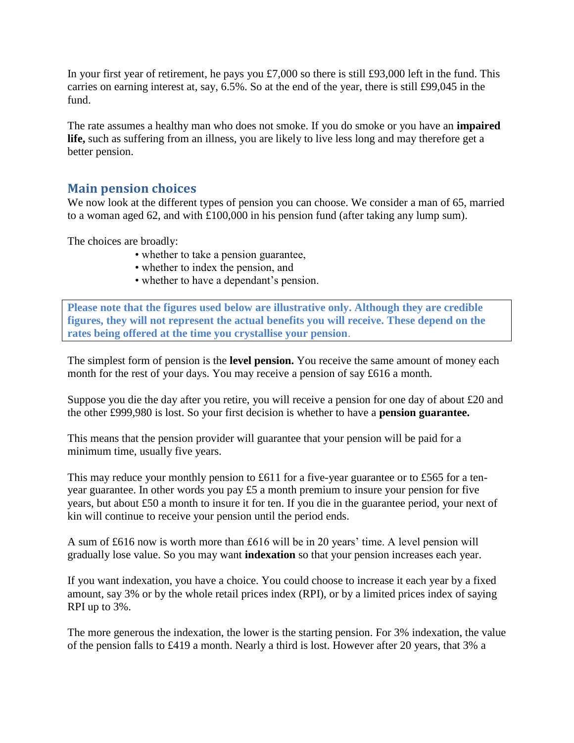In your first year of retirement, he pays you £7,000 so there is still £93,000 left in the fund. This carries on earning interest at, say, 6.5%. So at the end of the year, there is still £99,045 in the fund.

The rate assumes a healthy man who does not smoke. If you do smoke or you have an **impaired life,** such as suffering from an illness, you are likely to live less long and may therefore get a better pension.

## Main pension choices

We now look at the different types of pension you can choose. We consider a man of 65, married to a woman aged 62, and with £100,000 in his pension fund (after taking any lump sum).

The choices are broadly:

- whether to take a pension guarantee,
- whether to index the pension, and
- whether to have a dependant's pension.

**Please note that the figures used below are illustrative only. Although they are credible figures, they will not represent the actual benefits you will receive. These depend on the rates being offered at the time you crystallise your pension**.

The simplest form of pension is the **level pension.** You receive the same amount of money each month for the rest of your days. You may receive a pension of say £616 a month.

Suppose you die the day after you retire, you will receive a pension for one day of about £20 and the other £999,980 is lost. So your first decision is whether to have a **pension guarantee.**

This means that the pension provider will guarantee that your pension will be paid for a minimum time, usually five years.

This may reduce your monthly pension to £611 for a five-year guarantee or to £565 for a ten-year guarantee. In other words you pay £5 a month premium to insure your pension for five years, but about £50 a month to insure it for ten. If you die in the guarantee period, your next of kin will continue to receive your pension until the period ends.

A sum of £616 now is worth more than £616 will be in 20 years' time. A level pension will gradually lose value. So you may want **indexation** so that your pension increases each year.

If you want indexation, you have a choice. You could choose to increase it each year by a fixed amount, say 3% or by the whole retail prices index (RPI), or by a limited prices index of saying RPI up to 3%.

The more generous the indexation, the lower is the starting pension. For 3% indexation, the value of the pension falls to £419 a month. Nearly a third is lost. However after 20 years, that 3% a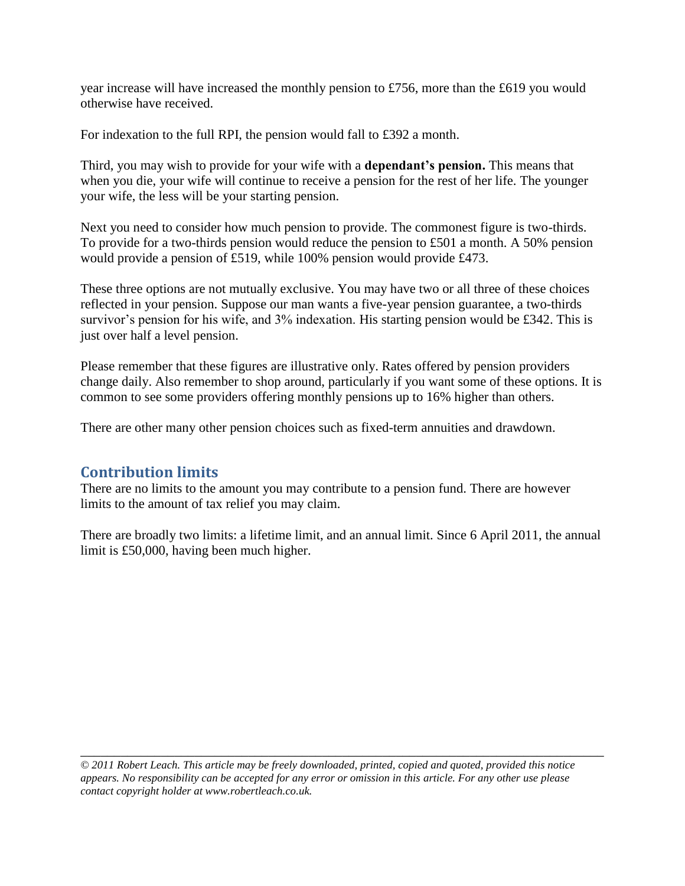year increase will have increased the monthly pension to £756, more than the £619 you would otherwise have received.

For indexation to the full RPI, the pension would fall to £392 a month.

Third, you may wish to provide for your wife with a **dependant's pension.** This means that when you die, your wife will continue to receive a pension for the rest of her life. The younger your wife, the less will be your starting pension.

Next you need to consider how much pension to provide. The commonest figure is two-thirds. To provide for a two-thirds pension would reduce the pension to £501 a month. A 50% pension would provide a pension of £519, while 100% pension would provide £473.

These three options are not mutually exclusive. You may have two or all three of these choices reflected in your pension. Suppose our man wants a five-year pension guarantee, a two-thirds survivor's pension for his wife, and 3% indexation. His starting pension would be £342. This is just over half a level pension.

Please remember that these figures are illustrative only. Rates offered by pension providers change daily. Also remember to shop around, particularly if you want some of these options. It is common to see some providers offering monthly pensions up to 16% higher than others.

There are other many other pension choices such as fixed-term annuities and drawdown.

## Contribution limits

There are no limits to the amount you may contribute to a pension fund. There are however limits to the amount of tax relief you may claim.

There are broadly two limits: a lifetime limit, and an annual limit. Since 6 April 2011, the annual limit is £50,000, having been much higher.

*© 2011 Robert Leach. This article may be freely downloaded, printed, copied and quoted, provided this notice appears. No responsibility can be accepted for any error or omission in this article. For any other use please contact copyright holder at www.robertleach.co.uk.*